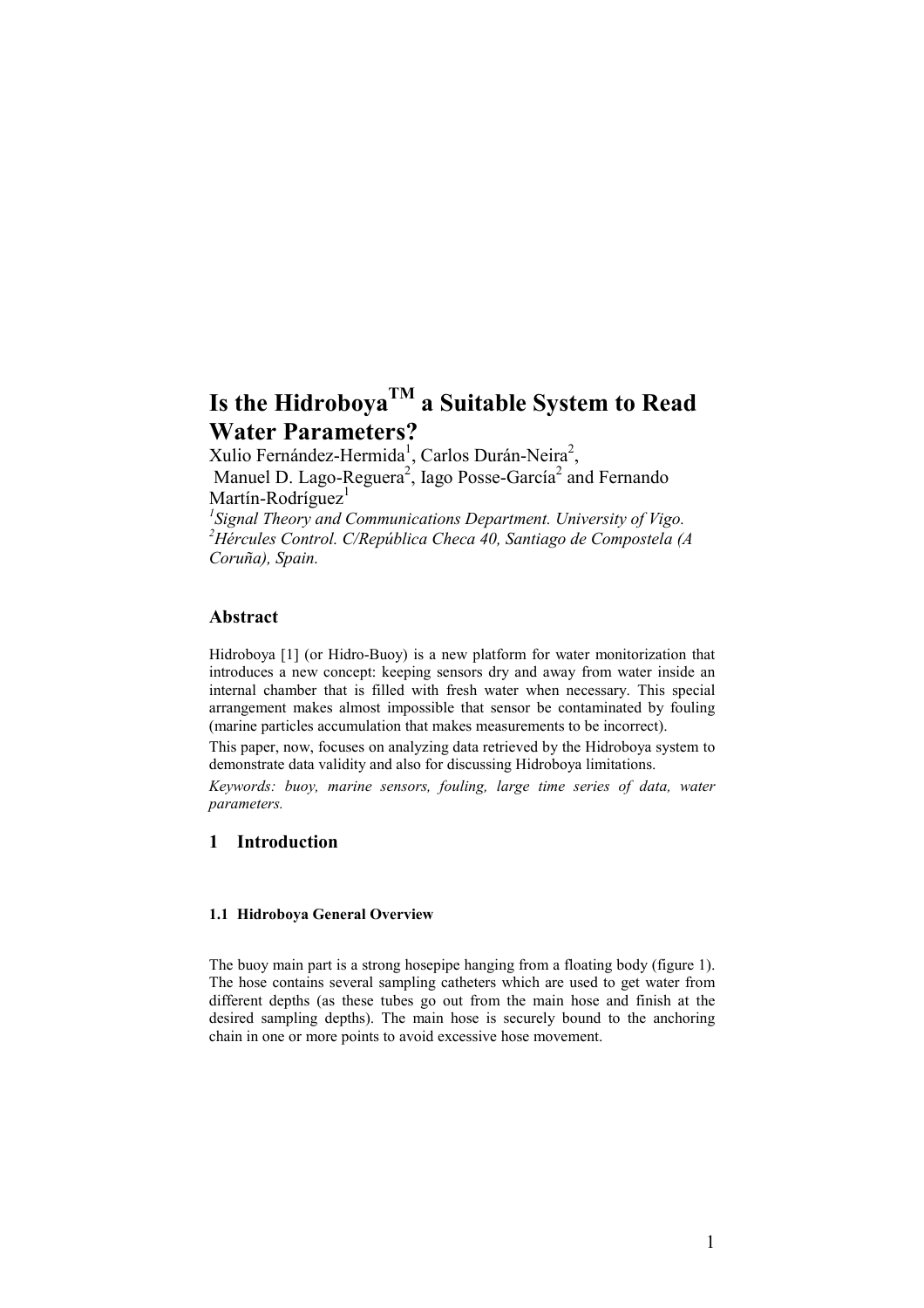# Is the Hidroboya$^{TM}$ a Suitable System to Read Water Parameters?

Xulio Fernández-Hermida[1], Carlos Durán-Neira[2], Manuel D. Lago-Reguera[2], Iago Posse-García[2] and Fernando Martín-Rodríguez[1]

[1] *Signal Theory and Communications Department. University of Vigo.*
[2] *Hércules Control. C/República Checa 40, Santiago de Compostela (A Coruña), Spain.*

## Abstract

Hidroboya [1] (or Hidro-Buoy) is a new platform for water monitorization that introduces a new concept: keeping sensors dry and away from water inside an internal chamber that is filled with fresh water when necessary. This special arrangement makes almost impossible that sensor be contaminated by fouling (marine particles accumulation that makes measurements to be incorrect).

This paper, now, focuses on analyzing data retrieved by the Hidroboya system to demonstrate data validity and also for discussing Hidroboya limitations.

*Keywords: buoy, marine sensors, fouling, large time series of data, water parameters.*

## 1 Introduction

### 1.1 Hidroboya General Overview

The buoy main part is a strong hosepipe hanging from a floating body (figure 1). The hose contains several sampling catheters which are used to get water from different depths (as these tubes go out from the main hose and finish at the desired sampling depths). The main hose is securely bound to the anchoring chain in one or more points to avoid excessive hose movement.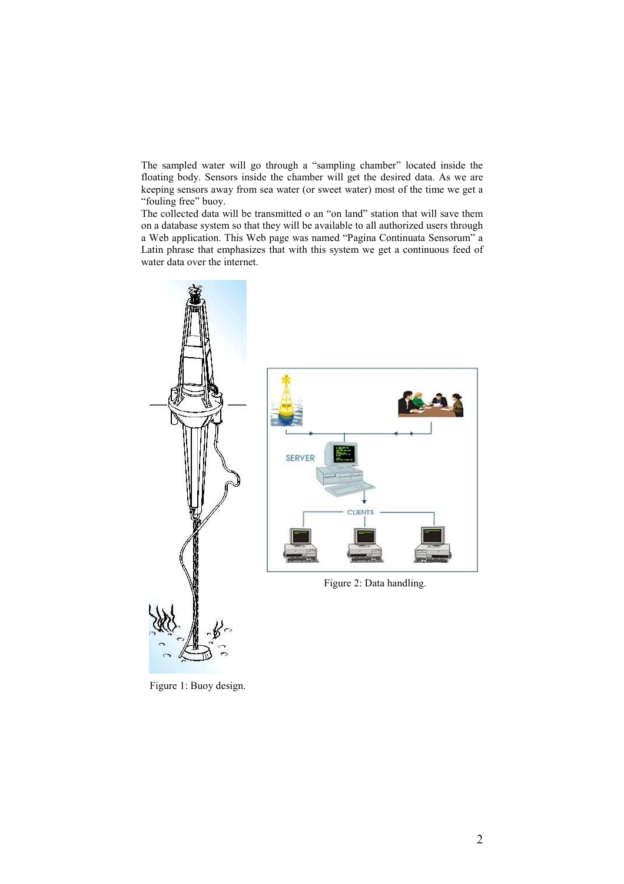The sampled water will go through a "sampling chamber" located inside the floating body. Sensors inside the chamber will get the desired data. As we are keeping sensors away from sea water (or sweet water) most of the time we get a "fouling free" buoy.

The collected data will be transmitted o an "on land" station that will save them on a database system so that they will be available to all authorized users through a Web application. This Web page was named "Pagina Continuata Sensorum" a Latin phrase that emphasizes that with this system we get a continuous feed of water data over the internet.

Figure 2: Data handling.

Figure 1: Buoy design.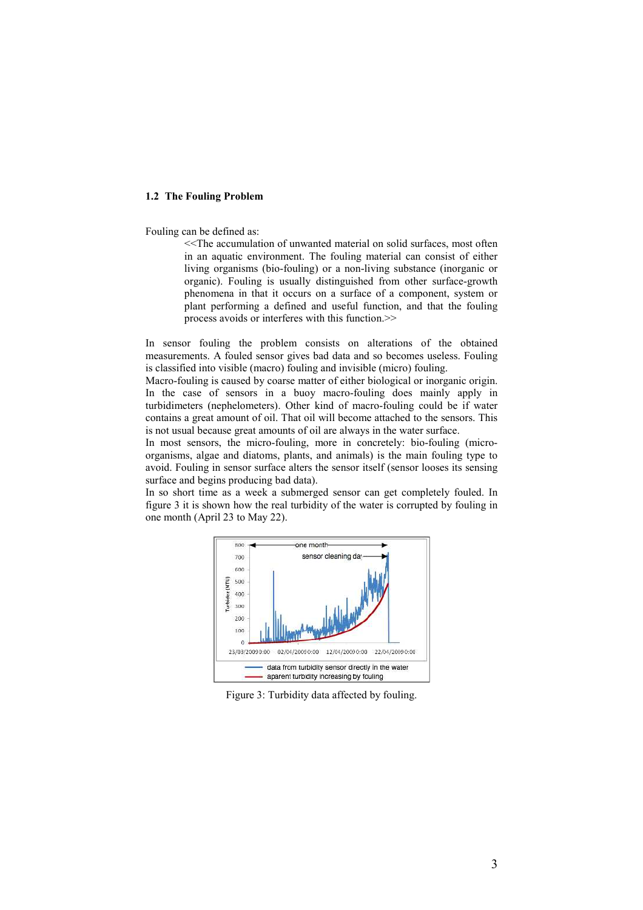## 1.2 The Fouling Problem

Fouling can be defined as:

> <<The accumulation of unwanted material on solid surfaces, most often in an aquatic environment. The fouling material can consist of either living organisms (bio-fouling) or a non-living substance (inorganic or organic). Fouling is usually distinguished from other surface-growth phenomena in that it occurs on a surface of a component, system or plant performing a defined and useful function, and that the fouling process avoids or interferes with this function.>>

In sensor fouling the problem consists on alterations of the obtained measurements. A fouled sensor gives bad data and so becomes useless. Fouling is classified into visible (macro) fouling and invisible (micro) fouling.

Macro-fouling is caused by coarse matter of either biological or inorganic origin. In the case of sensors in a buoy macro-fouling does mainly apply in turbidimeters (nephelometers). Other kind of macro-fouling could be if water contains a great amount of oil. That oil will become attached to the sensors. This is not usual because great amounts of oil are always in the water surface.

In most sensors, the micro-fouling, more in concretely: bio-fouling (micro-organisms, algae and diatoms, plants, and animals) is the main fouling type to avoid. Fouling in sensor surface alters the sensor itself (sensor looses its sensing surface and begins producing bad data).

In so short time as a week a submerged sensor can get completely fouled. In figure 3 it is shown how the real turbidity of the water is corrupted by fouling in one month (April 23 to May 22).

Figure 3: Turbidity data affected by fouling.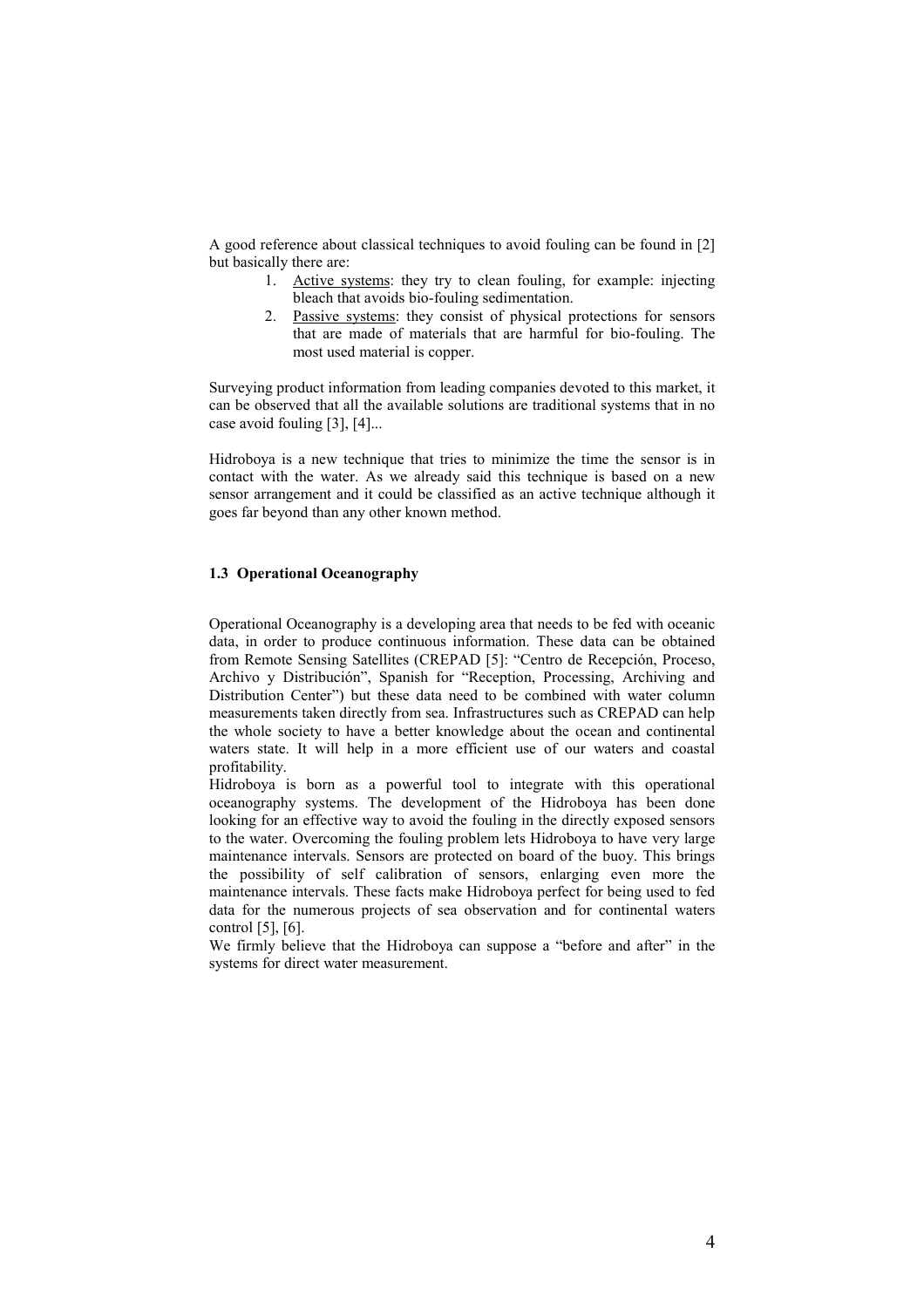A good reference about classical techniques to avoid fouling can be found in [2] but basically there are:

1. Active systems: they try to clean fouling, for example: injecting bleach that avoids bio-fouling sedimentation.
2. Passive systems: they consist of physical protections for sensors that are made of materials that are harmful for bio-fouling. The most used material is copper.

Surveying product information from leading companies devoted to this market, it can be observed that all the available solutions are traditional systems that in no case avoid fouling [3], [4]...

Hidroboya is a new technique that tries to minimize the time the sensor is in contact with the water. As we already said this technique is based on a new sensor arrangement and it could be classified as an active technique although it goes far beyond than any other known method.

### 1.3 Operational Oceanography

Operational Oceanography is a developing area that needs to be fed with oceanic data, in order to produce continuous information. These data can be obtained from Remote Sensing Satellites (CREPAD [5]: "Centro de Recepción, Proceso, Archivo y Distribución", Spanish for "Reception, Processing, Archiving and Distribution Center") but these data need to be combined with water column measurements taken directly from sea. Infrastructures such as CREPAD can help the whole society to have a better knowledge about the ocean and continental waters state. It will help in a more efficient use of our waters and coastal profitability.

Hidroboya is born as a powerful tool to integrate with this operational oceanography systems. The development of the Hidroboya has been done looking for an effective way to avoid the fouling in the directly exposed sensors to the water. Overcoming the fouling problem lets Hidroboya to have very large maintenance intervals. Sensors are protected on board of the buoy. This brings the possibility of self calibration of sensors, enlarging even more the maintenance intervals. These facts make Hidroboya perfect for being used to fed data for the numerous projects of sea observation and for continental waters control [5], [6].

We firmly believe that the Hidroboya can suppose a "before and after" in the systems for direct water measurement.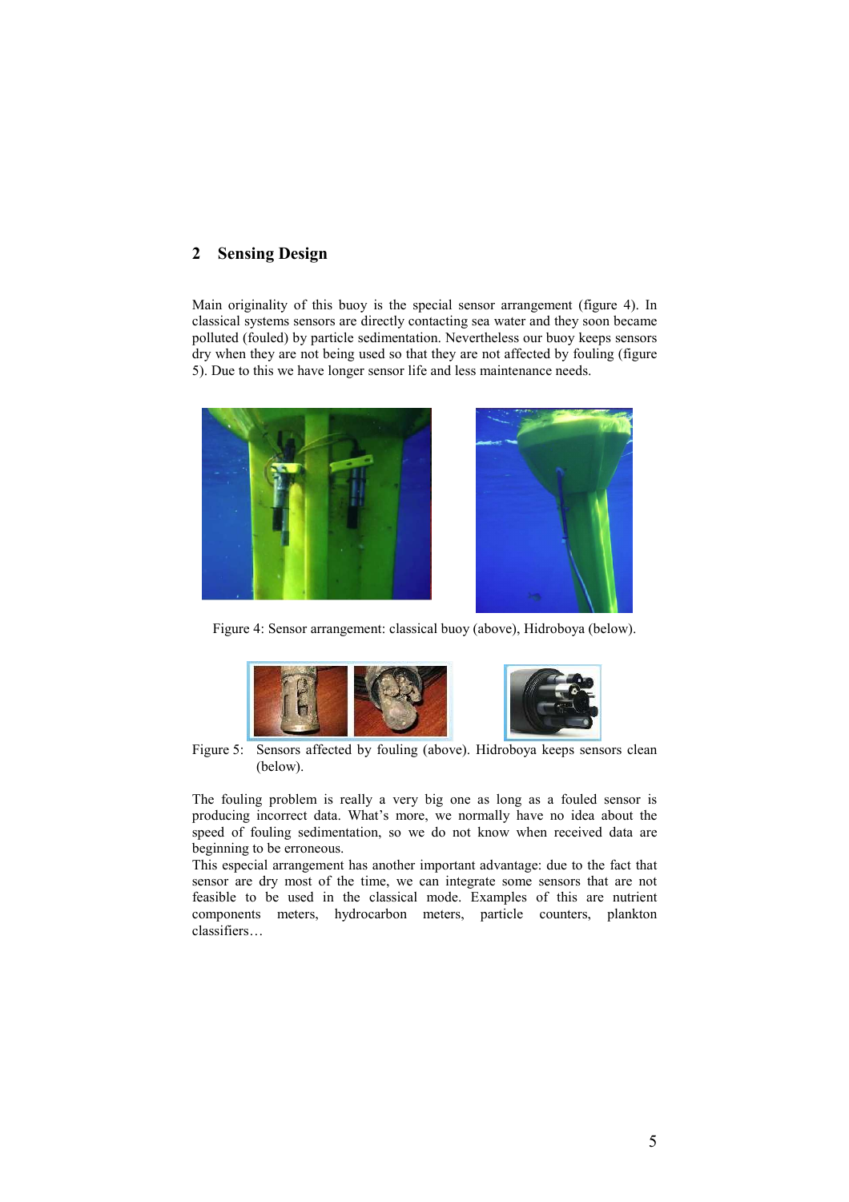## 2 Sensing Design

Main originality of this buoy is the special sensor arrangement (figure 4). In classical systems sensors are directly contacting sea water and they soon became polluted (fouled) by particle sedimentation. Nevertheless our buoy keeps sensors dry when they are not being used so that they are not affected by fouling (figure 5). Due to this we have longer sensor life and less maintenance needs.

Figure 4: Sensor arrangement: classical buoy (above), Hidroboya (below).

Figure 5: Sensors affected by fouling (above). Hidroboya keeps sensors clean (below).

The fouling problem is really a very big one as long as a fouled sensor is producing incorrect data. What's more, we normally have no idea about the speed of fouling sedimentation, so we do not know when received data are beginning to be erroneous.

This especial arrangement has another important advantage: due to the fact that sensor are dry most of the time, we can integrate some sensors that are not feasible to be used in the classical mode. Examples of this are nutrient components meters, hydrocarbon meters, particle counters, plankton classifiers…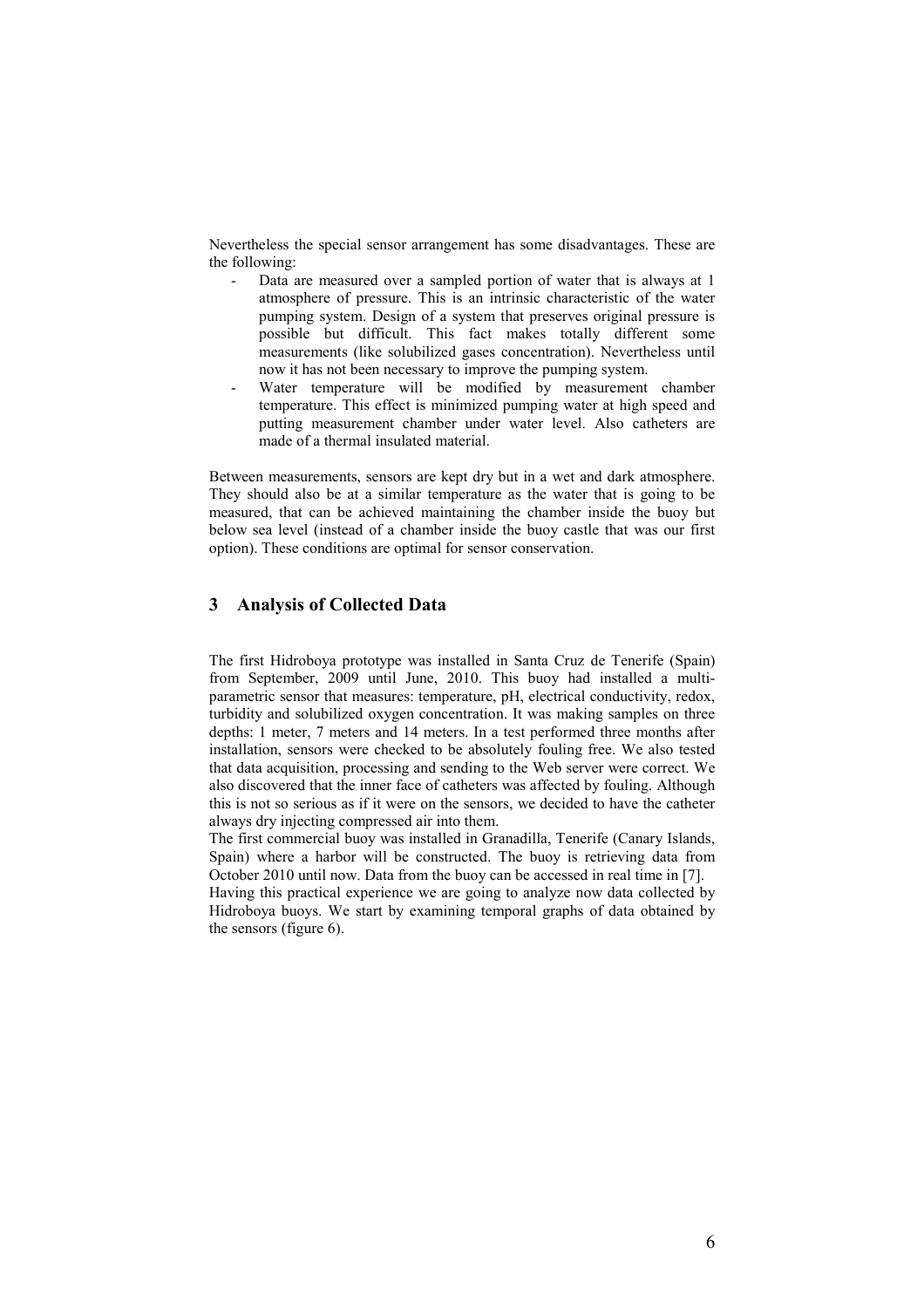Nevertheless the special sensor arrangement has some disadvantages. These are the following:

- Data are measured over a sampled portion of water that is always at 1 atmosphere of pressure. This is an intrinsic characteristic of the water pumping system. Design of a system that preserves original pressure is possible but difficult. This fact makes totally different some measurements (like solubilized gases concentration). Nevertheless until now it has not been necessary to improve the pumping system.
- Water temperature will be modified by measurement chamber temperature. This effect is minimized pumping water at high speed and putting measurement chamber under water level. Also catheters are made of a thermal insulated material.

Between measurements, sensors are kept dry but in a wet and dark atmosphere. They should also be at a similar temperature as the water that is going to be measured, that can be achieved maintaining the chamber inside the buoy but below sea level (instead of a chamber inside the buoy castle that was our first option). These conditions are optimal for sensor conservation.

## 3 Analysis of Collected Data

The first Hidroboya prototype was installed in Santa Cruz de Tenerife (Spain) from September, 2009 until June, 2010. This buoy had installed a multi-parametric sensor that measures: temperature, pH, electrical conductivity, redox, turbidity and solubilized oxygen concentration. It was making samples on three depths: 1 meter, 7 meters and 14 meters. In a test performed three months after installation, sensors were checked to be absolutely fouling free. We also tested that data acquisition, processing and sending to the Web server were correct. We also discovered that the inner face of catheters was affected by fouling. Although this is not so serious as if it were on the sensors, we decided to have the catheter always dry injecting compressed air into them.

The first commercial buoy was installed in Granadilla, Tenerife (Canary Islands, Spain) where a harbor will be constructed. The buoy is retrieving data from October 2010 until now. Data from the buoy can be accessed in real time in [7].

Having this practical experience we are going to analyze now data collected by Hidroboya buoys. We start by examining temporal graphs of data obtained by the sensors (figure 6).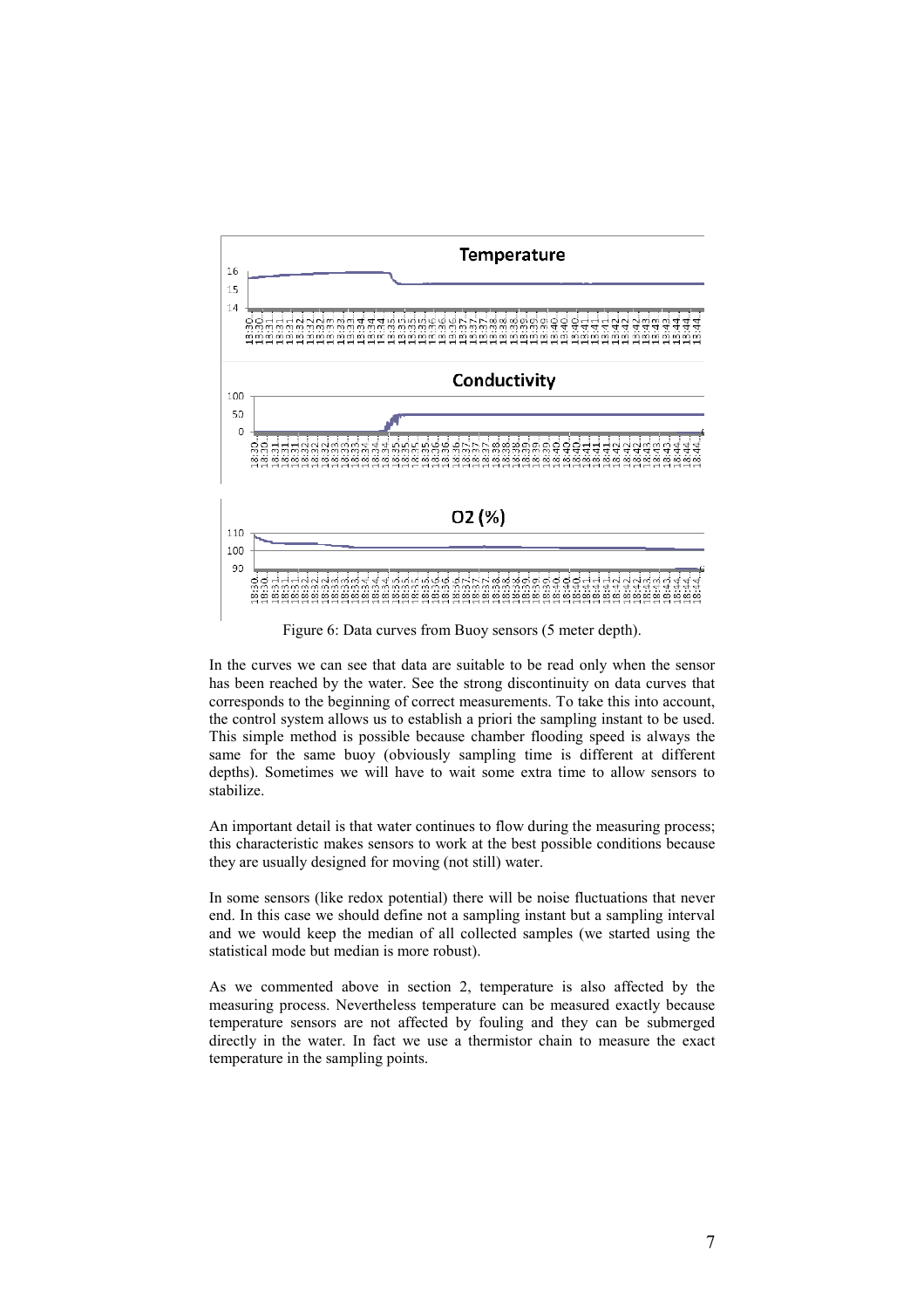Figure 6: Data curves from Buoy sensors (5 meter depth).

In the curves we can see that data are suitable to be read only when the sensor has been reached by the water. See the strong discontinuity on data curves that corresponds to the beginning of correct measurements. To take this into account, the control system allows us to establish a priori the sampling instant to be used. This simple method is possible because chamber flooding speed is always the same for the same buoy (obviously sampling time is different at different depths). Sometimes we will have to wait some extra time to allow sensors to stabilize.

An important detail is that water continues to flow during the measuring process; this characteristic makes sensors to work at the best possible conditions because they are usually designed for moving (not still) water.

In some sensors (like redox potential) there will be noise fluctuations that never end. In this case we should define not a sampling instant but a sampling interval and we would keep the median of all collected samples (we started using the statistical mode but median is more robust).

As we commented above in section 2, temperature is also affected by the measuring process. Nevertheless temperature can be measured exactly because temperature sensors are not affected by fouling and they can be submerged directly in the water. In fact we use a thermistor chain to measure the exact temperature in the sampling points.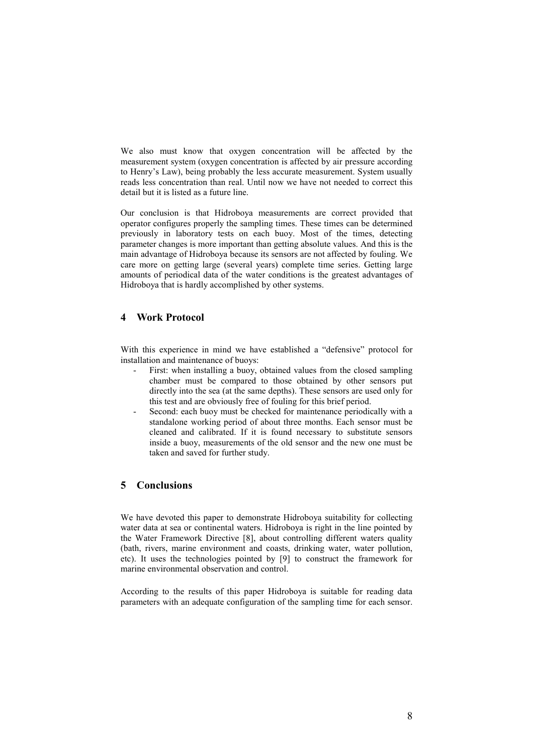We also must know that oxygen concentration will be affected by the measurement system (oxygen concentration is affected by air pressure according to Henry's Law), being probably the less accurate measurement. System usually reads less concentration than real. Until now we have not needed to correct this detail but it is listed as a future line.

Our conclusion is that Hidroboya measurements are correct provided that operator configures properly the sampling times. These times can be determined previously in laboratory tests on each buoy. Most of the times, detecting parameter changes is more important than getting absolute values. And this is the main advantage of Hidroboya because its sensors are not affected by fouling. We care more on getting large (several years) complete time series. Getting large amounts of periodical data of the water conditions is the greatest advantages of Hidroboya that is hardly accomplished by other systems.

## 4 Work Protocol

With this experience in mind we have established a "defensive" protocol for installation and maintenance of buoys:

- First: when installing a buoy, obtained values from the closed sampling chamber must be compared to those obtained by other sensors put directly into the sea (at the same depths). These sensors are used only for this test and are obviously free of fouling for this brief period.
- Second: each buoy must be checked for maintenance periodically with a standalone working period of about three months. Each sensor must be cleaned and calibrated. If it is found necessary to substitute sensors inside a buoy, measurements of the old sensor and the new one must be taken and saved for further study.

## 5 Conclusions

We have devoted this paper to demonstrate Hidroboya suitability for collecting water data at sea or continental waters. Hidroboya is right in the line pointed by the Water Framework Directive [8], about controlling different waters quality (bath, rivers, marine environment and coasts, drinking water, water pollution, etc). It uses the technologies pointed by [9] to construct the framework for marine environmental observation and control.

According to the results of this paper Hidroboya is suitable for reading data parameters with an adequate configuration of the sampling time for each sensor.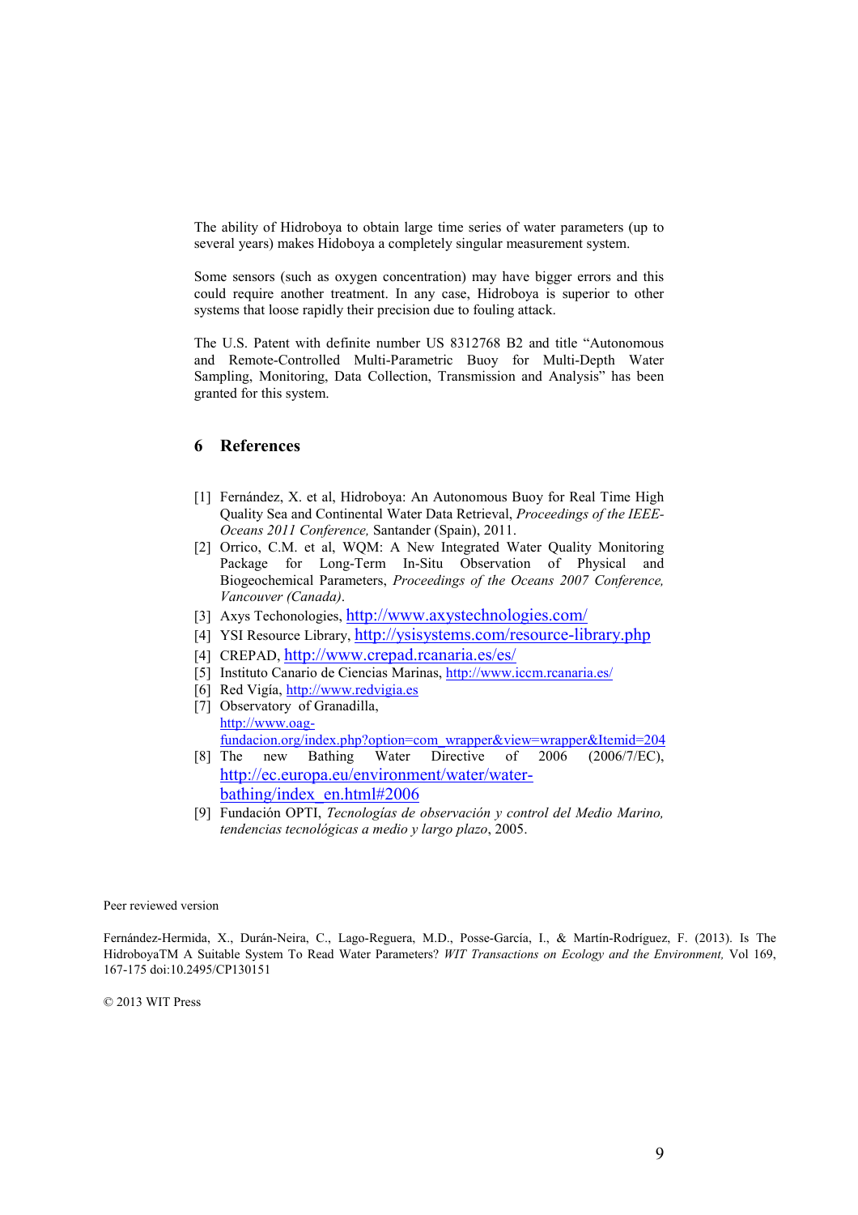The ability of Hidroboya to obtain large time series of water parameters (up to several years) makes Hidoboya a completely singular measurement system.

Some sensors (such as oxygen concentration) may have bigger errors and this could require another treatment. In any case, Hidroboya is superior to other systems that loose rapidly their precision due to fouling attack.

The U.S. Patent with definite number US 8312768 B2 and title "Autonomous and Remote-Controlled Multi-Parametric Buoy for Multi-Depth Water Sampling, Monitoring, Data Collection, Transmission and Analysis" has been granted for this system.

## 6 References

[1] Fernández, X. et al, Hidroboya: An Autonomous Buoy for Real Time High Quality Sea and Continental Water Data Retrieval, *Proceedings of the IEEE-Oceans 2011 Conference,* Santander (Spain), 2011.

[2] Orrico, C.M. et al, WQM: A New Integrated Water Quality Monitoring Package for Long-Term In-Situ Observation of Physical and Biogeochemical Parameters, *Proceedings of the Oceans 2007 Conference, Vancouver (Canada)*.

[3] Axys Techonologies, http://www.axystechnologies.com/

[4] YSI Resource Library, http://ysisystems.com/resource-library.php

[4] CREPAD, http://www.crepad.rcanaria.es/es/

[5] Instituto Canario de Ciencias Marinas, http://www.iccm.rcanaria.es/

[6] Red Vigía, http://www.redvigia.es

[7] Observatory of Granadilla, http://www.oag-fundacion.org/index.php?option=com_wrapper&view=wrapper&Itemid=204

[8] The new Bathing Water Directive of 2006 (2006/7/EC), http://ec.europa.eu/environment/water/water-bathing/index_en.html#2006

[9] Fundación OPTI, *Tecnologías de observación y control del Medio Marino, tendencias tecnológicas a medio y largo plazo*, 2005.

Peer reviewed version

Fernández-Hermida, X., Durán-Neira, C., Lago-Reguera, M.D., Posse-García, I., & Martín-Rodríguez, F. (2013). Is The HidroboyaTM A Suitable System To Read Water Parameters? *WIT Transactions on Ecology and the Environment,* Vol 169, 167-175 doi:10.2495/CP130151

© 2013 WIT Press